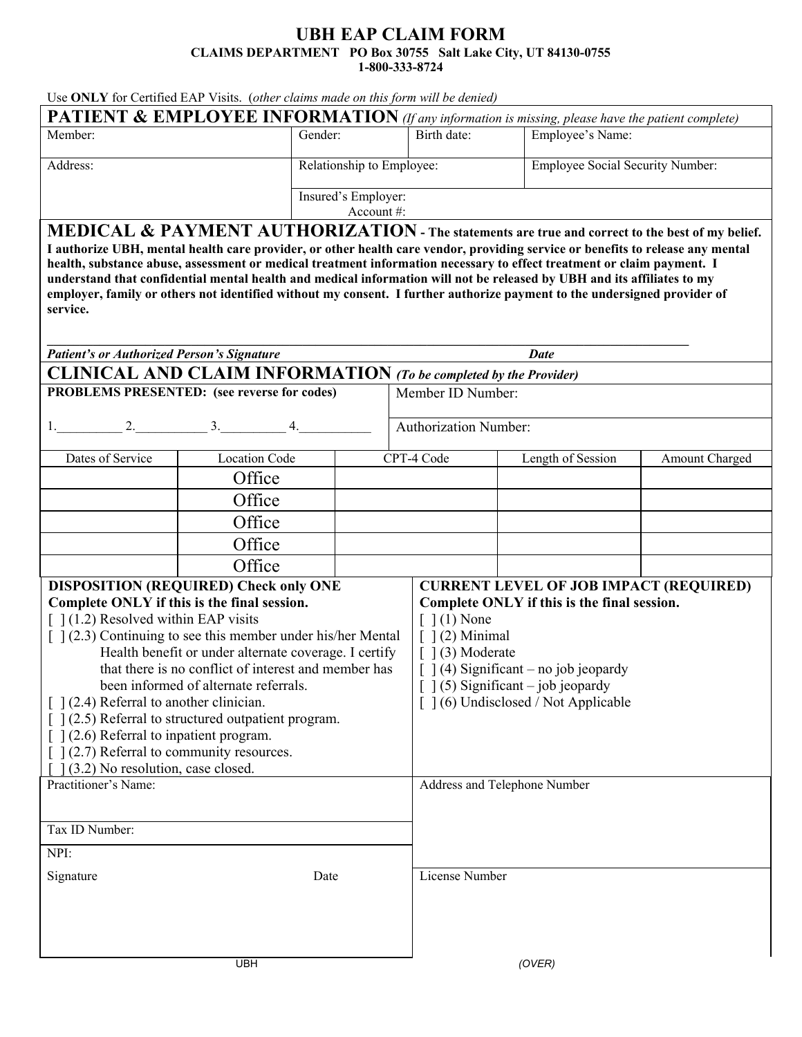# UBH EAP CLAIM FORM

**CLAIMS DEPARTMENT PO Box 30755 Salt Lake City, UT 84130-0755**
**1-800-333-8724**

Use **ONLY** for Certified EAP Visits. (*other claims made on this form will be denied*)

## PATIENT & EMPLOYEE INFORMATION *(If any information is missing, please have the patient complete)*

| Member: | Gender: | Birth date: | Employee's Name: |
|---|---|---|---|
| Address: | Relationship to Employee: | | Employee Social Security Number: |
| | Insured's Employer: Account #: | | |

## MEDICAL & PAYMENT AUTHORIZATION

**- The statements are true and correct to the best of my belief. I authorize UBH, mental health care provider, or other health care vendor, providing service or benefits to release any mental health, substance abuse, assessment or medical treatment information necessary to effect treatment or claim payment. I understand that confidential mental health and medical information will not be released by UBH and its affiliates to my employer, family or others not identified without my consent. I further authorize payment to the undersigned provider of service.**

___________________________________________________________________

***Patient's or Authorized Person's Signature*** ***Date***

## CLINICAL AND CLAIM INFORMATION *(To be completed by the Provider)*

**PROBLEMS PRESENTED: (see reverse for codes)**

1.__________ 2.___________ 3.__________ 4.___________

Member ID Number:

Authorization Number:

| Dates of Service | Location Code | CPT-4 Code | Length of Session | Amount Charged |
|---|---|---|---|---|
| | Office | | | |
| | Office | | | |
| | Office | | | |
| | Office | | | |
| | Office | | | |

**DISPOSITION (REQUIRED) Check only ONE**
**Complete ONLY if this is the final session.**

[ ] (1.2) Resolved within EAP visits
[ ] (2.3) Continuing to see this member under his/her Mental Health benefit or under alternate coverage. I certify that there is no conflict of interest and member has been informed of alternate referrals.
[ ] (2.4) Referral to another clinician.
[ ] (2.5) Referral to structured outpatient program.
[ ] (2.6) Referral to inpatient program.
[ ] (2.7) Referral to community resources.
[ ] (3.2) No resolution, case closed.

**CURRENT LEVEL OF JOB IMPACT (REQUIRED)**
**Complete ONLY if this is the final session.**

[ ] (1) None
[ ] (2) Minimal
[ ] (3) Moderate
[ ] (4) Significant – no job jeopardy
[ ] (5) Significant – job jeopardy
[ ] (6) Undisclosed / Not Applicable

| Practitioner's Name: | Address and Telephone Number |
|---|---|
| Tax ID Number: | |
| NPI: | |
| Signature Date | License Number |

UBH (OVER)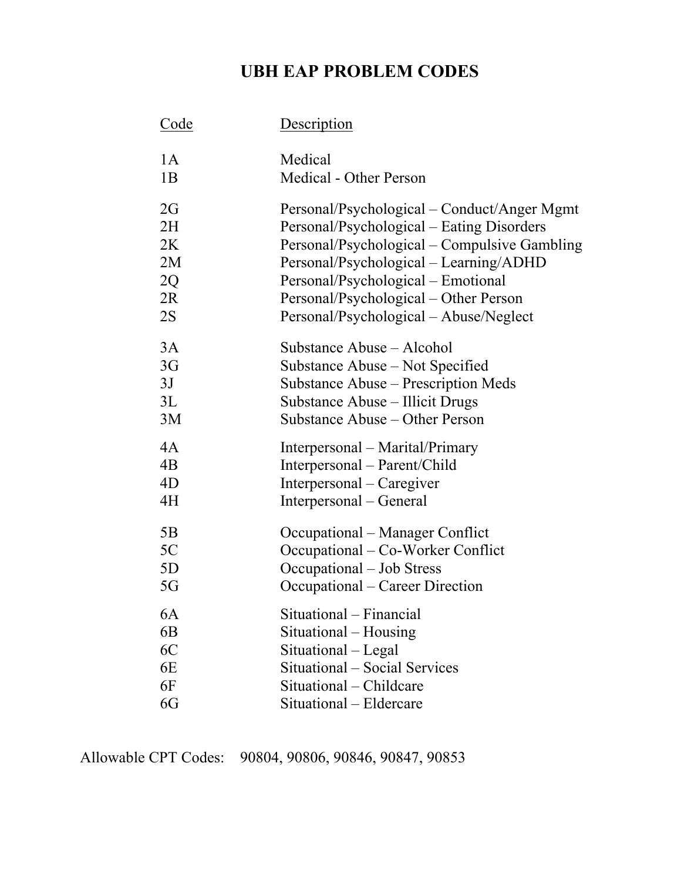# UBH EAP PROBLEM CODES

| Code | Description |
|---|---|
| 1A | Medical |
| 1B | Medical - Other Person |
| 2G | Personal/Psychological – Conduct/Anger Mgmt |
| 2H | Personal/Psychological – Eating Disorders |
| 2K | Personal/Psychological – Compulsive Gambling |
| 2M | Personal/Psychological – Learning/ADHD |
| 2Q | Personal/Psychological – Emotional |
| 2R | Personal/Psychological – Other Person |
| 2S | Personal/Psychological – Abuse/Neglect |
| 3A | Substance Abuse – Alcohol |
| 3G | Substance Abuse – Not Specified |
| 3J | Substance Abuse – Prescription Meds |
| 3L | Substance Abuse – Illicit Drugs |
| 3M | Substance Abuse – Other Person |
| 4A | Interpersonal – Marital/Primary |
| 4B | Interpersonal – Parent/Child |
| 4D | Interpersonal – Caregiver |
| 4H | Interpersonal – General |
| 5B | Occupational – Manager Conflict |
| 5C | Occupational – Co-Worker Conflict |
| 5D | Occupational – Job Stress |
| 5G | Occupational – Career Direction |
| 6A | Situational – Financial |
| 6B | Situational – Housing |
| 6C | Situational – Legal |
| 6E | Situational – Social Services |
| 6F | Situational – Childcare |
| 6G | Situational – Eldercare |

Allowable CPT Codes: 90804, 90806, 90846, 90847, 90853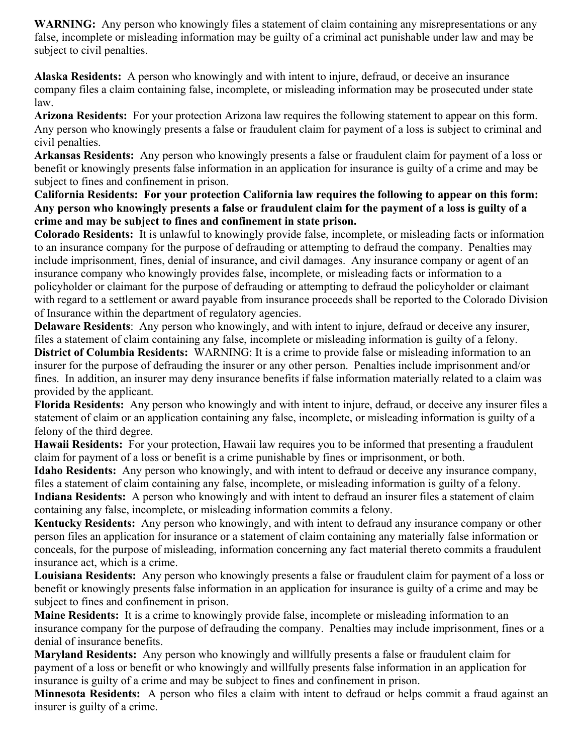**WARNING:** Any person who knowingly files a statement of claim containing any misrepresentations or any false, incomplete or misleading information may be guilty of a criminal act punishable under law and may be subject to civil penalties.

**Alaska Residents:** A person who knowingly and with intent to injure, defraud, or deceive an insurance company files a claim containing false, incomplete, or misleading information may be prosecuted under state law.

**Arizona Residents:** For your protection Arizona law requires the following statement to appear on this form. Any person who knowingly presents a false or fraudulent claim for payment of a loss is subject to criminal and civil penalties.

**Arkansas Residents:** Any person who knowingly presents a false or fraudulent claim for payment of a loss or benefit or knowingly presents false information in an application for insurance is guilty of a crime and may be subject to fines and confinement in prison.

**California Residents: For your protection California law requires the following to appear on this form: Any person who knowingly presents a false or fraudulent claim for the payment of a loss is guilty of a crime and may be subject to fines and confinement in state prison.**

**Colorado Residents:** It is unlawful to knowingly provide false, incomplete, or misleading facts or information to an insurance company for the purpose of defrauding or attempting to defraud the company. Penalties may include imprisonment, fines, denial of insurance, and civil damages. Any insurance company or agent of an insurance company who knowingly provides false, incomplete, or misleading facts or information to a policyholder or claimant for the purpose of defrauding or attempting to defraud the policyholder or claimant with regard to a settlement or award payable from insurance proceeds shall be reported to the Colorado Division of Insurance within the department of regulatory agencies.

**Delaware Residents**: Any person who knowingly, and with intent to injure, defraud or deceive any insurer, files a statement of claim containing any false, incomplete or misleading information is guilty of a felony.

**District of Columbia Residents:** WARNING: It is a crime to provide false or misleading information to an insurer for the purpose of defrauding the insurer or any other person. Penalties include imprisonment and/or fines. In addition, an insurer may deny insurance benefits if false information materially related to a claim was provided by the applicant.

**Florida Residents:** Any person who knowingly and with intent to injure, defraud, or deceive any insurer files a statement of claim or an application containing any false, incomplete, or misleading information is guilty of a felony of the third degree.

**Hawaii Residents:** For your protection, Hawaii law requires you to be informed that presenting a fraudulent claim for payment of a loss or benefit is a crime punishable by fines or imprisonment, or both.

**Idaho Residents:** Any person who knowingly, and with intent to defraud or deceive any insurance company, files a statement of claim containing any false, incomplete, or misleading information is guilty of a felony.

**Indiana Residents:** A person who knowingly and with intent to defraud an insurer files a statement of claim containing any false, incomplete, or misleading information commits a felony.

**Kentucky Residents:** Any person who knowingly, and with intent to defraud any insurance company or other person files an application for insurance or a statement of claim containing any materially false information or conceals, for the purpose of misleading, information concerning any fact material thereto commits a fraudulent insurance act, which is a crime.

**Louisiana Residents:** Any person who knowingly presents a false or fraudulent claim for payment of a loss or benefit or knowingly presents false information in an application for insurance is guilty of a crime and may be subject to fines and confinement in prison.

**Maine Residents:** It is a crime to knowingly provide false, incomplete or misleading information to an insurance company for the purpose of defrauding the company. Penalties may include imprisonment, fines or a denial of insurance benefits.

**Maryland Residents:** Any person who knowingly and willfully presents a false or fraudulent claim for payment of a loss or benefit or who knowingly and willfully presents false information in an application for insurance is guilty of a crime and may be subject to fines and confinement in prison.

**Minnesota Residents:** A person who files a claim with intent to defraud or helps commit a fraud against an insurer is guilty of a crime.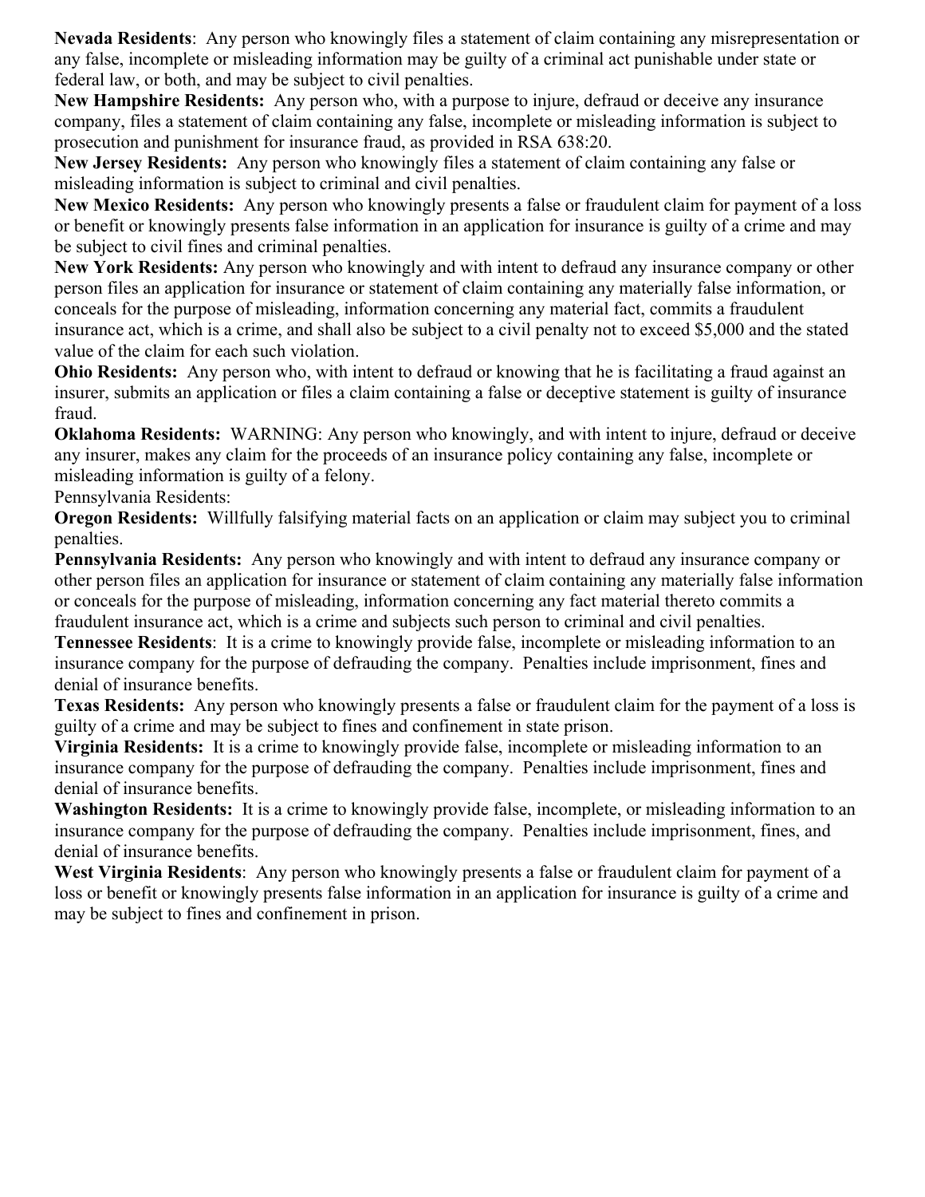**Nevada Residents**: Any person who knowingly files a statement of claim containing any misrepresentation or any false, incomplete or misleading information may be guilty of a criminal act punishable under state or federal law, or both, and may be subject to civil penalties.

**New Hampshire Residents:** Any person who, with a purpose to injure, defraud or deceive any insurance company, files a statement of claim containing any false, incomplete or misleading information is subject to prosecution and punishment for insurance fraud, as provided in RSA 638:20.

**New Jersey Residents:** Any person who knowingly files a statement of claim containing any false or misleading information is subject to criminal and civil penalties.

**New Mexico Residents:** Any person who knowingly presents a false or fraudulent claim for payment of a loss or benefit or knowingly presents false information in an application for insurance is guilty of a crime and may be subject to civil fines and criminal penalties.

**New York Residents:** Any person who knowingly and with intent to defraud any insurance company or other person files an application for insurance or statement of claim containing any materially false information, or conceals for the purpose of misleading, information concerning any material fact, commits a fraudulent insurance act, which is a crime, and shall also be subject to a civil penalty not to exceed $5,000 and the stated value of the claim for each such violation.

**Ohio Residents:** Any person who, with intent to defraud or knowing that he is facilitating a fraud against an insurer, submits an application or files a claim containing a false or deceptive statement is guilty of insurance fraud.

**Oklahoma Residents:** WARNING: Any person who knowingly, and with intent to injure, defraud or deceive any insurer, makes any claim for the proceeds of an insurance policy containing any false, incomplete or misleading information is guilty of a felony.

Pennsylvania Residents:

**Oregon Residents:** Willfully falsifying material facts on an application or claim may subject you to criminal penalties.

**Pennsylvania Residents:** Any person who knowingly and with intent to defraud any insurance company or other person files an application for insurance or statement of claim containing any materially false information or conceals for the purpose of misleading, information concerning any fact material thereto commits a fraudulent insurance act, which is a crime and subjects such person to criminal and civil penalties.

**Tennessee Residents**: It is a crime to knowingly provide false, incomplete or misleading information to an insurance company for the purpose of defrauding the company. Penalties include imprisonment, fines and denial of insurance benefits.

**Texas Residents:** Any person who knowingly presents a false or fraudulent claim for the payment of a loss is guilty of a crime and may be subject to fines and confinement in state prison.

**Virginia Residents:** It is a crime to knowingly provide false, incomplete or misleading information to an insurance company for the purpose of defrauding the company. Penalties include imprisonment, fines and denial of insurance benefits.

**Washington Residents:** It is a crime to knowingly provide false, incomplete, or misleading information to an insurance company for the purpose of defrauding the company. Penalties include imprisonment, fines, and denial of insurance benefits.

**West Virginia Residents**: Any person who knowingly presents a false or fraudulent claim for payment of a loss or benefit or knowingly presents false information in an application for insurance is guilty of a crime and may be subject to fines and confinement in prison.